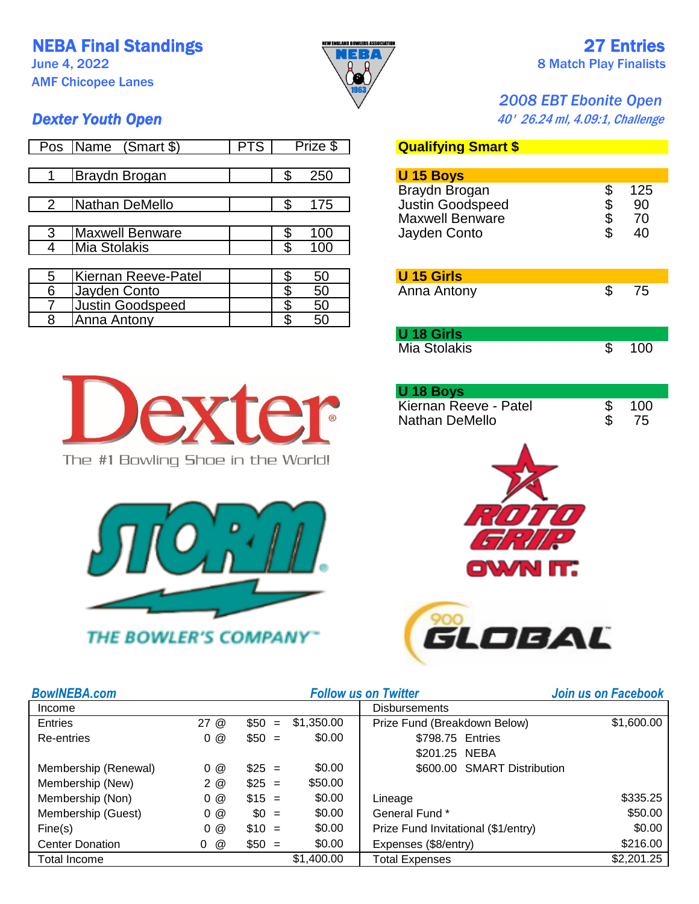# NEBA Final Standings

June 4, 2022
AMF Chicopee Lanes

**27 Entries**
8 Match Play Finalists

*2008 EBT Ebonite Open*
*40' 26.24 ml, 4.09:1, Challenge*

## Dexter Youth Open

| Pos | Name (Smart $) | PTS | Prize $ |
|---|---|---|---|
| 1 | Braydn Brogan | | $ 250 |
| 2 | Nathan DeMello | | $ 175 |
| 3 | Maxwell Benware | | $ 100 |
| 4 | Mia Stolakis | | $ 100 |
| 5 | Kiernan Reeve-Patel | | $ 50 |
| 6 | Jayden Conto | | $ 50 |
| 7 | Justin Goodspeed | | $ 50 |
| 8 | Anna Antony | | $ 50 |

### Qualifying Smart $

| U 15 Boys | |
|---|---|
| Braydn Brogan | $ 125 |
| Justin Goodspeed | $ 90 |
| Maxwell Benware | $ 70 |
| Jayden Conto | $ 40 |

| U 15 Girls | |
|---|---|
| Anna Antony | $ 75 |

| U 18 Girls | |
|---|---|
| Mia Stolakis | $ 100 |

| U 18 Boys | |
|---|---|
| Kiernan Reeve - Patel | $ 100 |
| Nathan DeMello | $ 75 |

Dexter — The #1 Bowling Shoe in the World!

STORM — THE BOWLER'S COMPANY™

ROTO GRIP — OWN IT.

900 GLOBAL

*BowlNEBA.com* *Follow us on Twitter* *Join us on Facebook*

| Income | | | | Disbursements | |
|---|---|---|---|---|---|
| Entries | 27 @ | $50 = | $1,350.00 | Prize Fund (Breakdown Below) | $1,600.00 |
| Re-entries | 0 @ | $50 = | $0.00 | $798.75 Entries | |
| | | | | $201.25 NEBA | |
| Membership (Renewal) | 0 @ | $25 = | $0.00 | $600.00 SMART Distribution | |
| Membership (New) | 2 @ | $25 = | $50.00 | | |
| Membership (Non) | 0 @ | $15 = | $0.00 | Lineage | $335.25 |
| Membership (Guest) | 0 @ | $0 = | $0.00 | General Fund * | $50.00 |
| Fine(s) | 0 @ | $10 = | $0.00 | Prize Fund Invitational ($1/entry) | $0.00 |
| Center Donation | 0 @ | $50 = | $0.00 | Expenses ($8/entry) | $216.00 |
| Total Income | | | $1,400.00 | Total Expenses | $2,201.25 |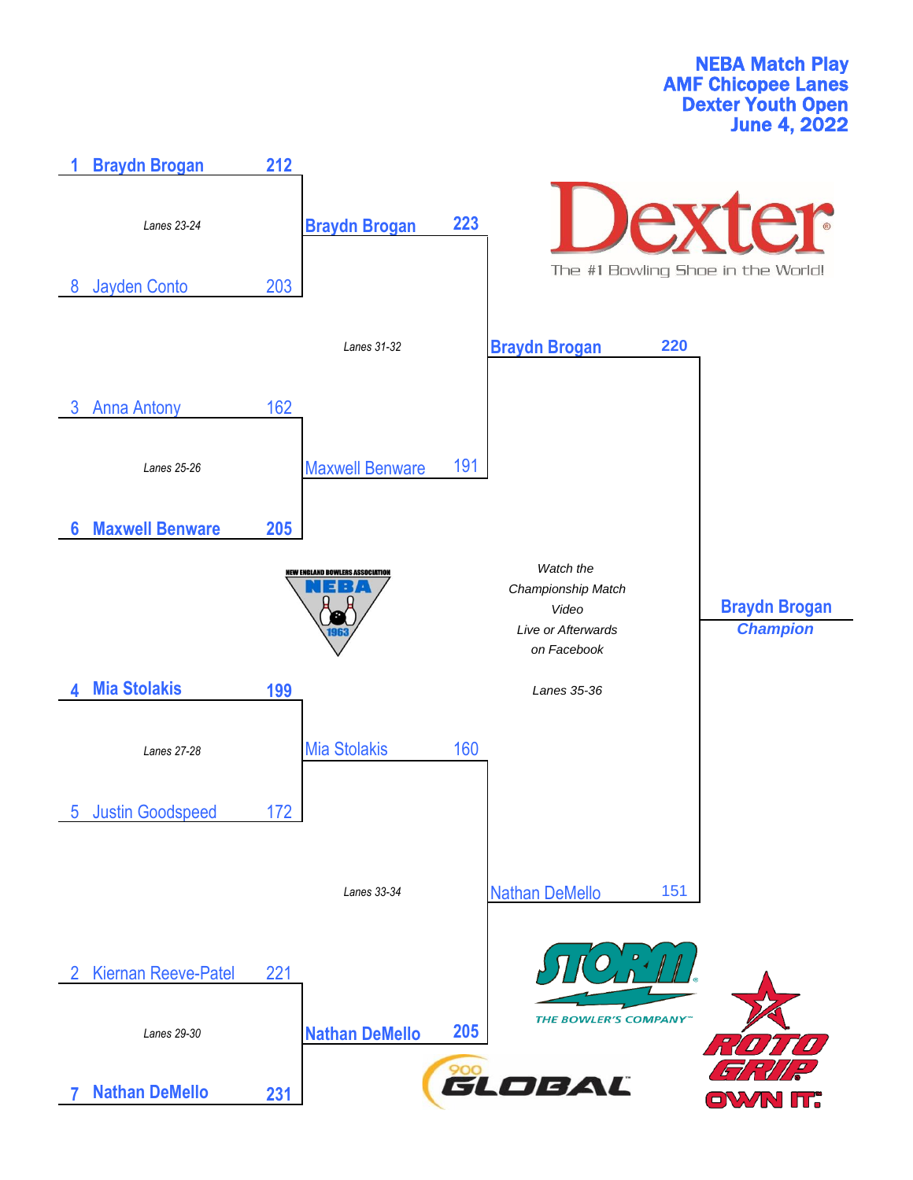# NEBA Match Play
## AMF Chicopee Lanes
## Dexter Youth Open
## June 4, 2022

### Round 1

| Seed | Bowler | Score | Lanes |
|---|---|---|---|
| 1 | **Braydn Brogan** | **212** | Lanes 23-24 |
| 8 | Jayden Conto | 203 | |
| 3 | Anna Antony | 162 | Lanes 25-26 |
| 6 | **Maxwell Benware** | **205** | |
| 4 | **Mia Stolakis** | **199** | Lanes 27-28 |
| 5 | Justin Goodspeed | 172 | |
| 2 | Kiernan Reeve-Patel | 221 | Lanes 29-30 |
| 7 | **Nathan DeMello** | **231** | |

### Semifinals

| Bowler | Score | Lanes |
|---|---|---|
| **Braydn Brogan** | **223** | Lanes 31-32 |
| Maxwell Benware | 191 | |
| Mia Stolakis | 160 | Lanes 33-34 |
| **Nathan DeMello** | **205** | |

### Championship Match

*Watch the Championship Match Video Live or Afterwards on Facebook*

*Lanes 35-36*

| Bowler | Score |
|---|---|
| **Braydn Brogan** | **220** |
| Nathan DeMello | 151 |

**Braydn Brogan**
***Champion***

Dexter — The #1 Bowling Shoe in the World!

NEW ENGLAND BOWLERS ASSOCIATION NEBA 1963

STORM — THE BOWLER'S COMPANY

900 GLOBAL

ROTO GRIP — OWN IT.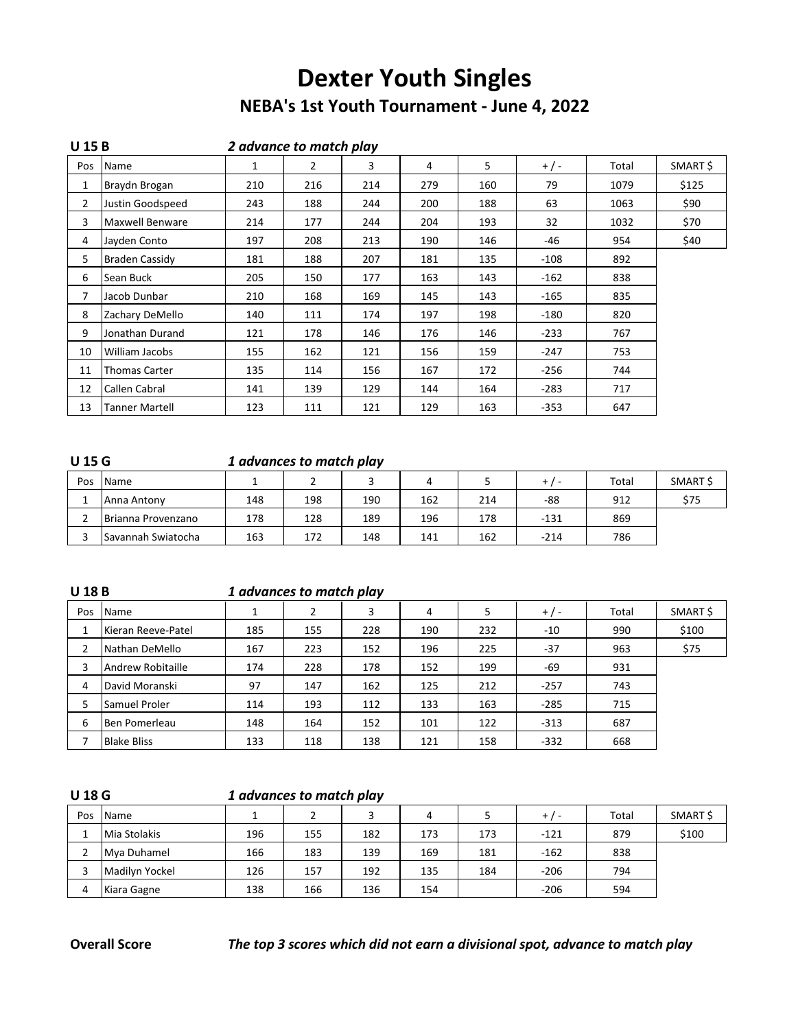# Dexter Youth Singles

## NEBA's 1st Youth Tournament - June 4, 2022

**U 15 B** *2 advance to match play*

| Pos | Name | 1 | 2 | 3 | 4 | 5 | + / - | Total | SMART $ |
|---|---|---|---|---|---|---|---|---|---|
| 1 | Braydn Brogan | 210 | 216 | 214 | 279 | 160 | 79 | 1079 | $125 |
| 2 | Justin Goodspeed | 243 | 188 | 244 | 200 | 188 | 63 | 1063 | $90 |
| 3 | Maxwell Benware | 214 | 177 | 244 | 204 | 193 | 32 | 1032 | $70 |
| 4 | Jayden Conto | 197 | 208 | 213 | 190 | 146 | -46 | 954 | $40 |
| 5 | Braden Cassidy | 181 | 188 | 207 | 181 | 135 | -108 | 892 | |
| 6 | Sean Buck | 205 | 150 | 177 | 163 | 143 | -162 | 838 | |
| 7 | Jacob Dunbar | 210 | 168 | 169 | 145 | 143 | -165 | 835 | |
| 8 | Zachary DeMello | 140 | 111 | 174 | 197 | 198 | -180 | 820 | |
| 9 | Jonathan Durand | 121 | 178 | 146 | 176 | 146 | -233 | 767 | |
| 10 | William Jacobs | 155 | 162 | 121 | 156 | 159 | -247 | 753 | |
| 11 | Thomas Carter | 135 | 114 | 156 | 167 | 172 | -256 | 744 | |
| 12 | Callen Cabral | 141 | 139 | 129 | 144 | 164 | -283 | 717 | |
| 13 | Tanner Martell | 123 | 111 | 121 | 129 | 163 | -353 | 647 | |

**U 15 G** *1 advances to match play*

| Pos | Name | 1 | 2 | 3 | 4 | 5 | + / - | Total | SMART $ |
|---|---|---|---|---|---|---|---|---|---|
| 1 | Anna Antony | 148 | 198 | 190 | 162 | 214 | -88 | 912 | $75 |
| 2 | Brianna Provenzano | 178 | 128 | 189 | 196 | 178 | -131 | 869 | |
| 3 | Savannah Swiatocha | 163 | 172 | 148 | 141 | 162 | -214 | 786 | |

**U 18 B** *1 advances to match play*

| Pos | Name | 1 | 2 | 3 | 4 | 5 | + / - | Total | SMART $ |
|---|---|---|---|---|---|---|---|---|---|
| 1 | Kieran Reeve-Patel | 185 | 155 | 228 | 190 | 232 | -10 | 990 | $100 |
| 2 | Nathan DeMello | 167 | 223 | 152 | 196 | 225 | -37 | 963 | $75 |
| 3 | Andrew Robitaille | 174 | 228 | 178 | 152 | 199 | -69 | 931 | |
| 4 | David Moranski | 97 | 147 | 162 | 125 | 212 | -257 | 743 | |
| 5 | Samuel Proler | 114 | 193 | 112 | 133 | 163 | -285 | 715 | |
| 6 | Ben Pomerleau | 148 | 164 | 152 | 101 | 122 | -313 | 687 | |
| 7 | Blake Bliss | 133 | 118 | 138 | 121 | 158 | -332 | 668 | |

**U 18 G** *1 advances to match play*

| Pos | Name | 1 | 2 | 3 | 4 | 5 | + / - | Total | SMART $ |
|---|---|---|---|---|---|---|---|---|---|
| 1 | Mia Stolakis | 196 | 155 | 182 | 173 | 173 | -121 | 879 | $100 |
| 2 | Mya Duhamel | 166 | 183 | 139 | 169 | 181 | -162 | 838 | |
| 3 | Madilyn Yockel | 126 | 157 | 192 | 135 | 184 | -206 | 794 | |
| 4 | Kiara Gagne | 138 | 166 | 136 | 154 | | -206 | 594 | |

**Overall Score** *The top 3 scores which did not earn a divisional spot, advance to match play*